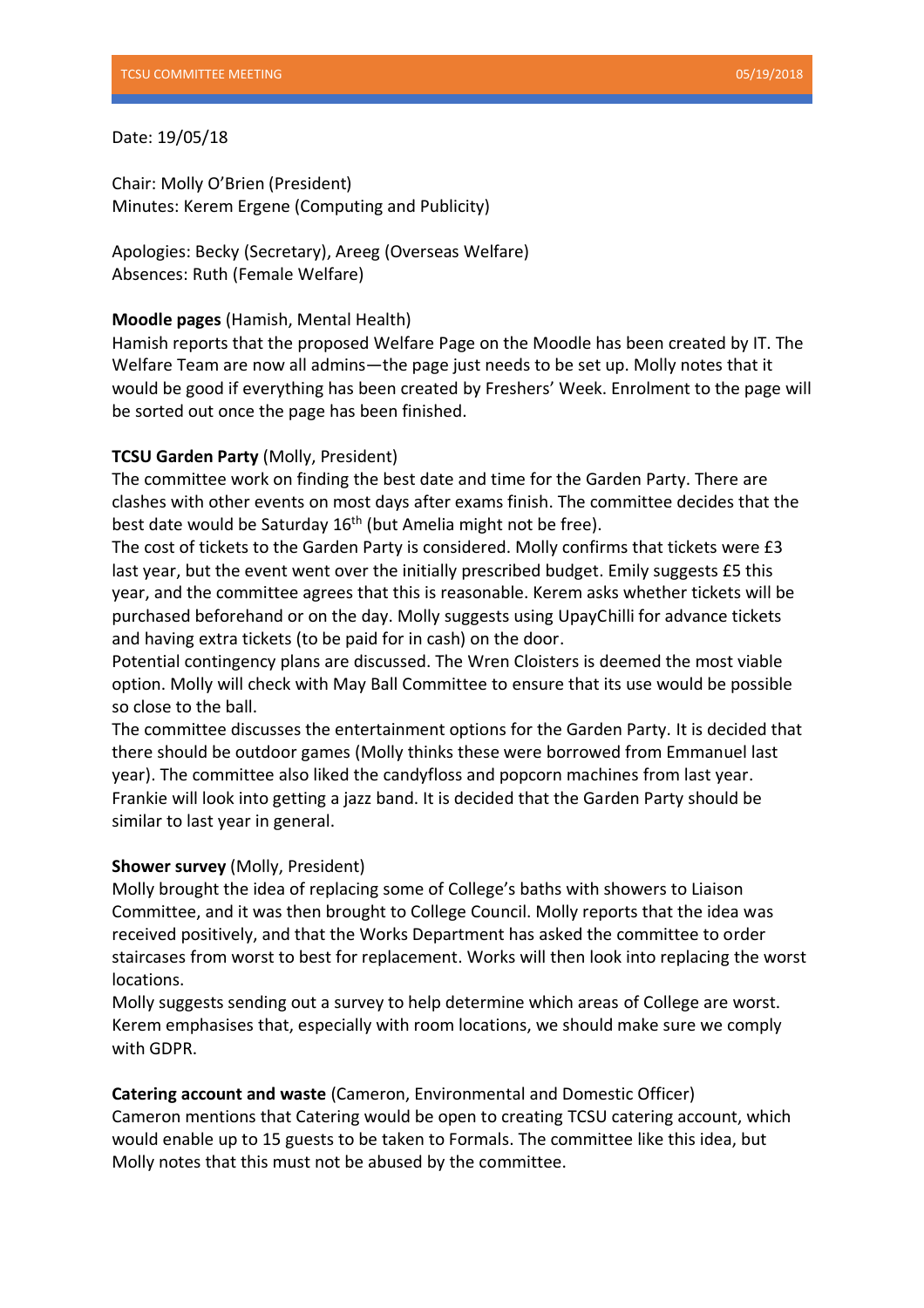Date: 19/05/18

Chair: Molly O'Brien (President)
Minutes: Kerem Ergene (Computing and Publicity)

Apologies: Becky (Secretary), Areeg (Overseas Welfare)
Absences: Ruth (Female Welfare)

**Moodle pages** (Hamish, Mental Health)
Hamish reports that the proposed Welfare Page on the Moodle has been created by IT. The Welfare Team are now all admins—the page just needs to be set up. Molly notes that it would be good if everything has been created by Freshers' Week. Enrolment to the page will be sorted out once the page has been finished.

**TCSU Garden Party** (Molly, President)
The committee work on finding the best date and time for the Garden Party. There are clashes with other events on most days after exams finish. The committee decides that the best date would be Saturday 16th (but Amelia might not be free).
The cost of tickets to the Garden Party is considered. Molly confirms that tickets were £3 last year, but the event went over the initially prescribed budget. Emily suggests £5 this year, and the committee agrees that this is reasonable. Kerem asks whether tickets will be purchased beforehand or on the day. Molly suggests using UpayChilli for advance tickets and having extra tickets (to be paid for in cash) on the door.
Potential contingency plans are discussed. The Wren Cloisters is deemed the most viable option. Molly will check with May Ball Committee to ensure that its use would be possible so close to the ball.
The committee discusses the entertainment options for the Garden Party. It is decided that there should be outdoor games (Molly thinks these were borrowed from Emmanuel last year). The committee also liked the candyfloss and popcorn machines from last year. Frankie will look into getting a jazz band. It is decided that the Garden Party should be similar to last year in general.

**Shower survey** (Molly, President)
Molly brought the idea of replacing some of College's baths with showers to Liaison Committee, and it was then brought to College Council. Molly reports that the idea was received positively, and that the Works Department has asked the committee to order staircases from worst to best for replacement. Works will then look into replacing the worst locations.
Molly suggests sending out a survey to help determine which areas of College are worst. Kerem emphasises that, especially with room locations, we should make sure we comply with GDPR.

**Catering account and waste** (Cameron, Environmental and Domestic Officer)
Cameron mentions that Catering would be open to creating TCSU catering account, which would enable up to 15 guests to be taken to Formals. The committee like this idea, but Molly notes that this must not be abused by the committee.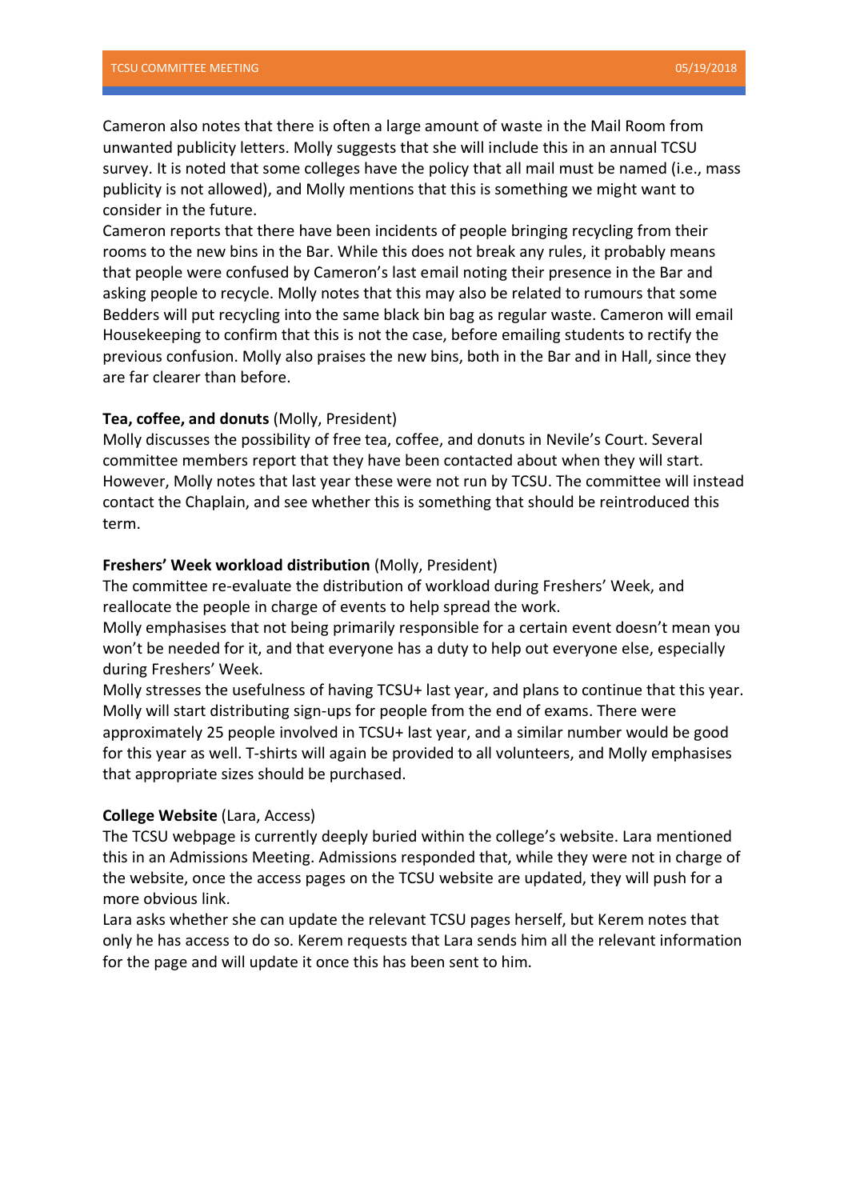Cameron also notes that there is often a large amount of waste in the Mail Room from unwanted publicity letters. Molly suggests that she will include this in an annual TCSU survey. It is noted that some colleges have the policy that all mail must be named (i.e., mass publicity is not allowed), and Molly mentions that this is something we might want to consider in the future.

Cameron reports that there have been incidents of people bringing recycling from their rooms to the new bins in the Bar. While this does not break any rules, it probably means that people were confused by Cameron's last email noting their presence in the Bar and asking people to recycle. Molly notes that this may also be related to rumours that some Bedders will put recycling into the same black bin bag as regular waste. Cameron will email Housekeeping to confirm that this is not the case, before emailing students to rectify the previous confusion. Molly also praises the new bins, both in the Bar and in Hall, since they are far clearer than before.

**Tea, coffee, and donuts** (Molly, President)

Molly discusses the possibility of free tea, coffee, and donuts in Nevile's Court. Several committee members report that they have been contacted about when they will start. However, Molly notes that last year these were not run by TCSU. The committee will instead contact the Chaplain, and see whether this is something that should be reintroduced this term.

**Freshers' Week workload distribution** (Molly, President)

The committee re-evaluate the distribution of workload during Freshers' Week, and reallocate the people in charge of events to help spread the work.

Molly emphasises that not being primarily responsible for a certain event doesn't mean you won't be needed for it, and that everyone has a duty to help out everyone else, especially during Freshers' Week.

Molly stresses the usefulness of having TCSU+ last year, and plans to continue that this year. Molly will start distributing sign-ups for people from the end of exams. There were approximately 25 people involved in TCSU+ last year, and a similar number would be good for this year as well. T-shirts will again be provided to all volunteers, and Molly emphasises that appropriate sizes should be purchased.

**College Website** (Lara, Access)

The TCSU webpage is currently deeply buried within the college's website. Lara mentioned this in an Admissions Meeting. Admissions responded that, while they were not in charge of the website, once the access pages on the TCSU website are updated, they will push for a more obvious link.

Lara asks whether she can update the relevant TCSU pages herself, but Kerem notes that only he has access to do so. Kerem requests that Lara sends him all the relevant information for the page and will update it once this has been sent to him.